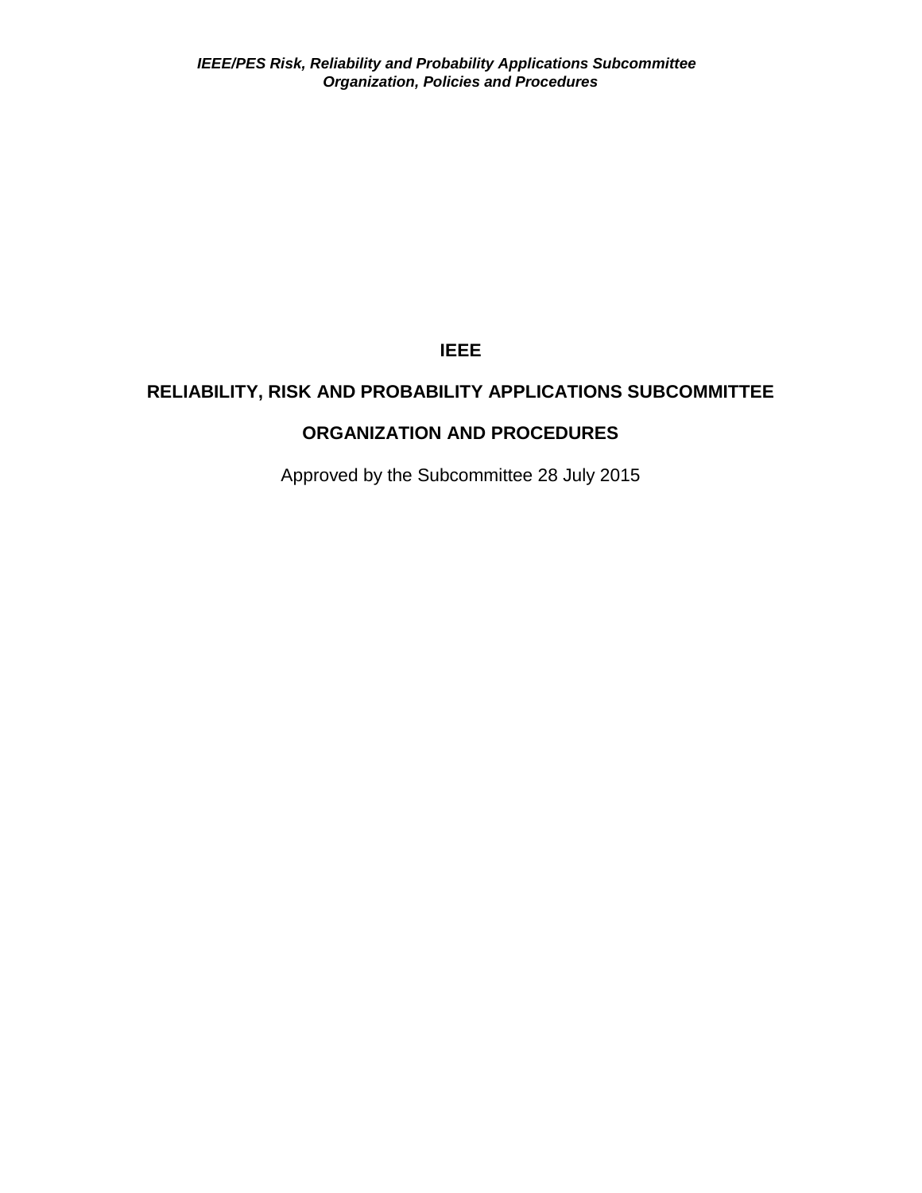# IEEE

## RELIABILITY, RISK AND PROBABILITY APPLICATIONS SUBCOMMITTEE

## ORGANIZATION AND PROCEDURES

Approved by the Subcommittee 28 July 2015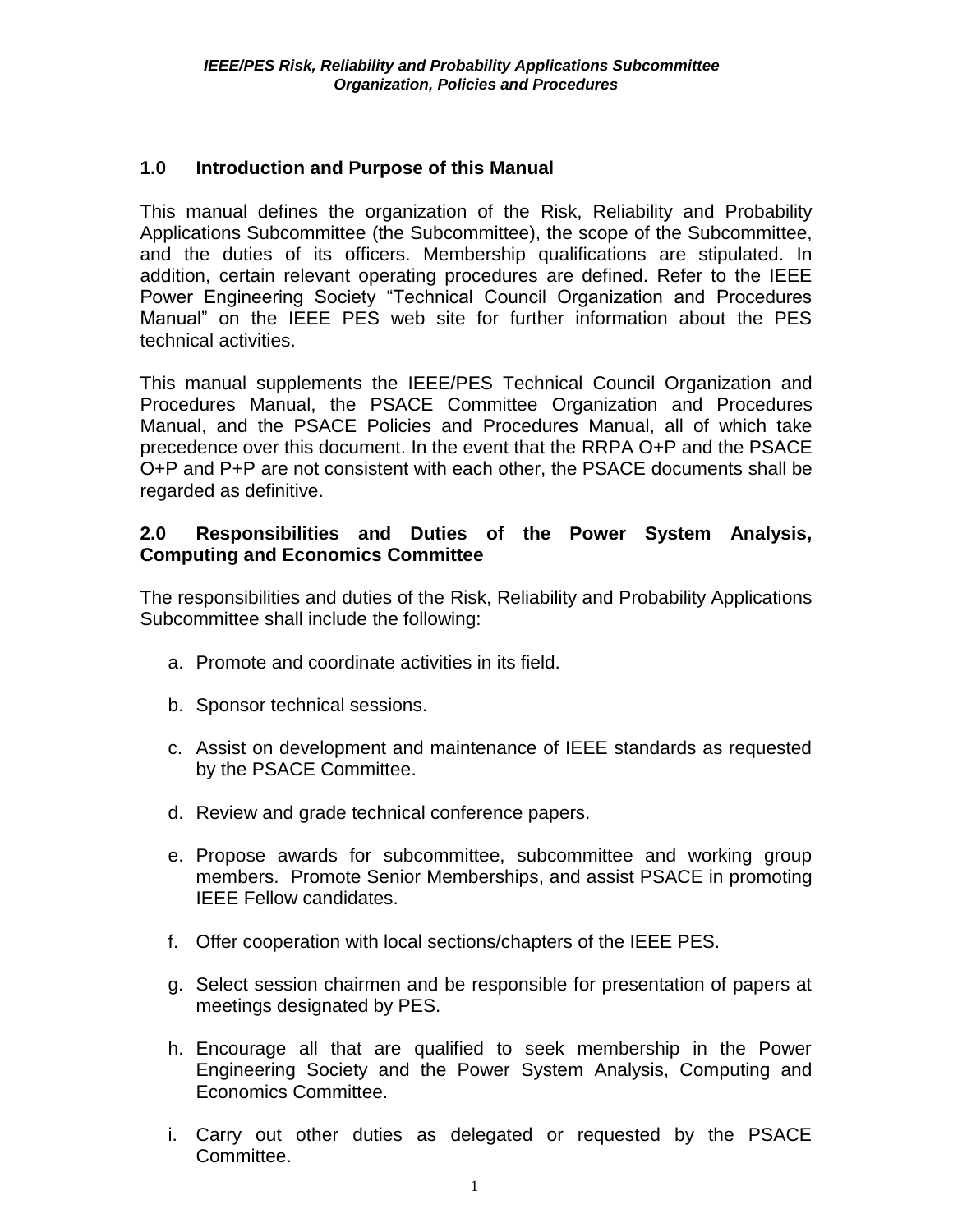## 1.0 Introduction and Purpose of this Manual

This manual defines the organization of the Risk, Reliability and Probability Applications Subcommittee (the Subcommittee), the scope of the Subcommittee, and the duties of its officers. Membership qualifications are stipulated. In addition, certain relevant operating procedures are defined. Refer to the IEEE Power Engineering Society "Technical Council Organization and Procedures Manual" on the IEEE PES web site for further information about the PES technical activities.

This manual supplements the IEEE/PES Technical Council Organization and Procedures Manual, the PSACE Committee Organization and Procedures Manual, and the PSACE Policies and Procedures Manual, all of which take precedence over this document. In the event that the RRPA O+P and the PSACE O+P and P+P are not consistent with each other, the PSACE documents shall be regarded as definitive.

## 2.0 Responsibilities and Duties of the Power System Analysis, Computing and Economics Committee

The responsibilities and duties of the Risk, Reliability and Probability Applications Subcommittee shall include the following:

a. Promote and coordinate activities in its field.

b. Sponsor technical sessions.

c. Assist on development and maintenance of IEEE standards as requested by the PSACE Committee.

d. Review and grade technical conference papers.

e. Propose awards for subcommittee, subcommittee and working group members. Promote Senior Memberships, and assist PSACE in promoting IEEE Fellow candidates.

f. Offer cooperation with local sections/chapters of the IEEE PES.

g. Select session chairmen and be responsible for presentation of papers at meetings designated by PES.

h. Encourage all that are qualified to seek membership in the Power Engineering Society and the Power System Analysis, Computing and Economics Committee.

i. Carry out other duties as delegated or requested by the PSACE Committee.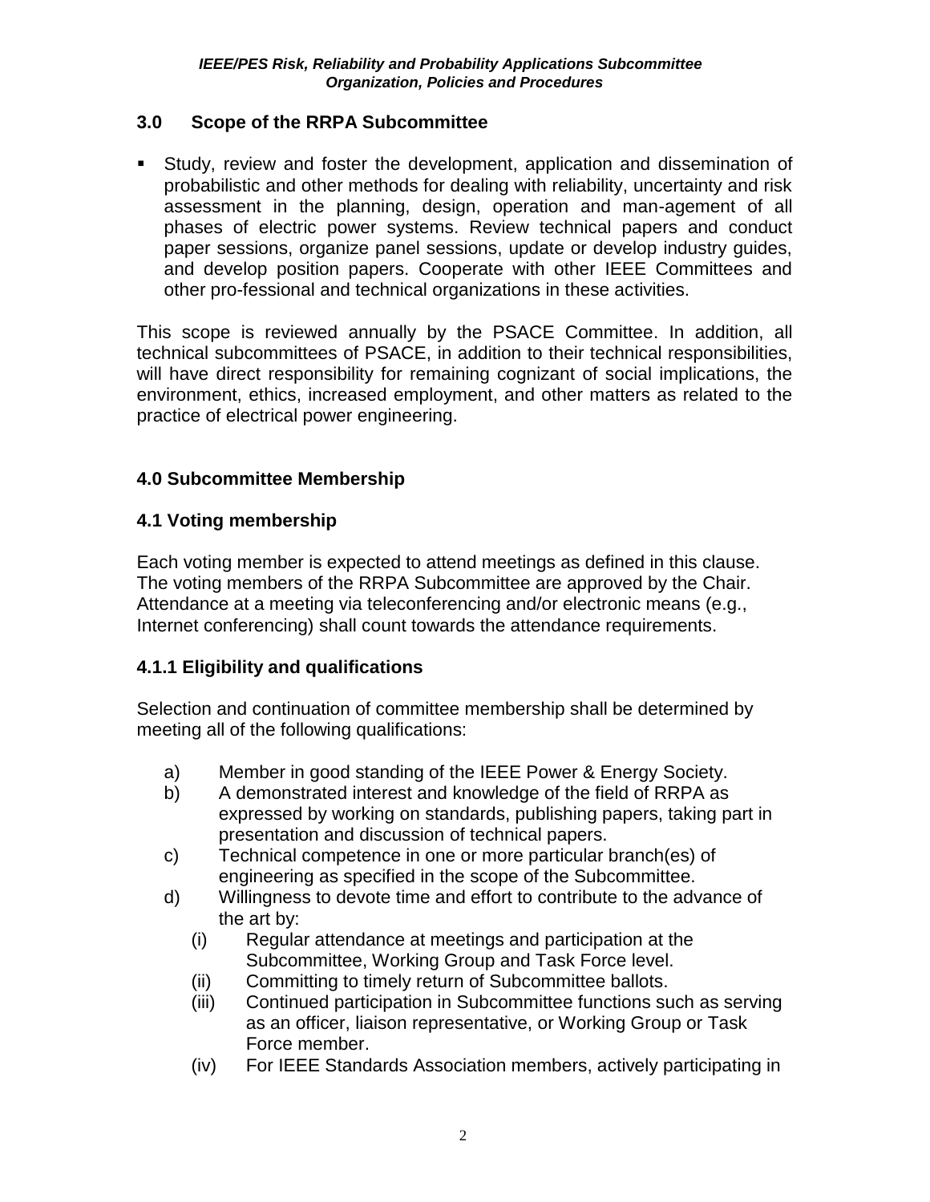## 3.0 Scope of the RRPA Subcommittee

- Study, review and foster the development, application and dissemination of probabilistic and other methods for dealing with reliability, uncertainty and risk assessment in the planning, design, operation and man-agement of all phases of electric power systems. Review technical papers and conduct paper sessions, organize panel sessions, update or develop industry guides, and develop position papers. Cooperate with other IEEE Committees and other pro-fessional and technical organizations in these activities.

This scope is reviewed annually by the PSACE Committee. In addition, all technical subcommittees of PSACE, in addition to their technical responsibilities, will have direct responsibility for remaining cognizant of social implications, the environment, ethics, increased employment, and other matters as related to the practice of electrical power engineering.

## 4.0 Subcommittee Membership

### 4.1 Voting membership

Each voting member is expected to attend meetings as defined in this clause. The voting members of the RRPA Subcommittee are approved by the Chair. Attendance at a meeting via teleconferencing and/or electronic means (e.g., Internet conferencing) shall count towards the attendance requirements.

### 4.1.1 Eligibility and qualifications

Selection and continuation of committee membership shall be determined by meeting all of the following qualifications:

a) Member in good standing of the IEEE Power & Energy Society.

b) A demonstrated interest and knowledge of the field of RRPA as expressed by working on standards, publishing papers, taking part in presentation and discussion of technical papers.

c) Technical competence in one or more particular branch(es) of engineering as specified in the scope of the Subcommittee.

d) Willingness to devote time and effort to contribute to the advance of the art by:

   (i) Regular attendance at meetings and participation at the Subcommittee, Working Group and Task Force level.

   (ii) Committing to timely return of Subcommittee ballots.

   (iii) Continued participation in Subcommittee functions such as serving as an officer, liaison representative, or Working Group or Task Force member.

   (iv) For IEEE Standards Association members, actively participating in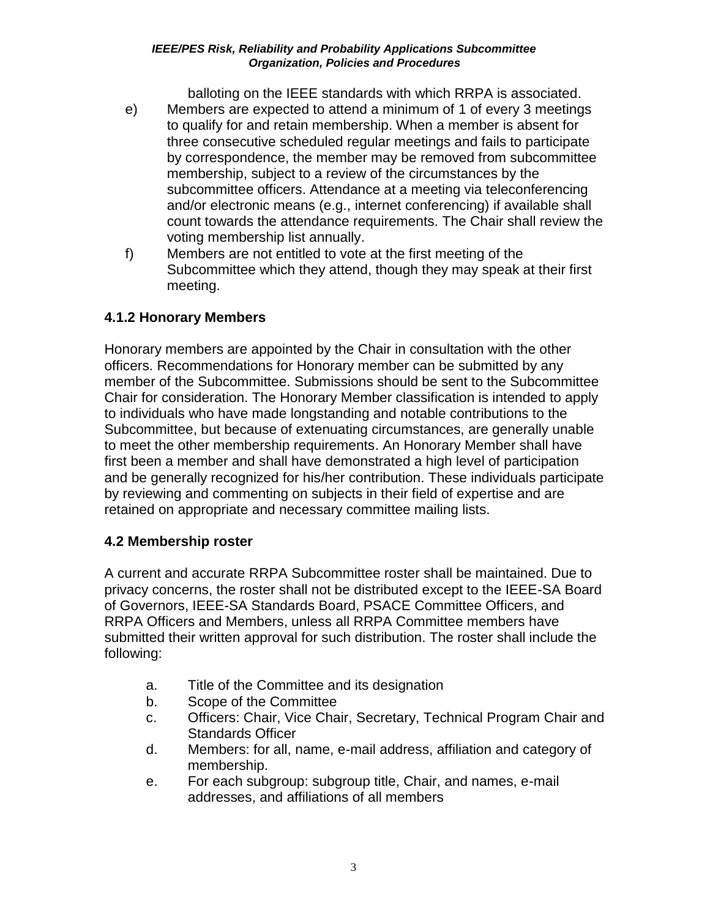balloting on the IEEE standards with which RRPA is associated.

e) Members are expected to attend a minimum of 1 of every 3 meetings to qualify for and retain membership. When a member is absent for three consecutive scheduled regular meetings and fails to participate by correspondence, the member may be removed from subcommittee membership, subject to a review of the circumstances by the subcommittee officers. Attendance at a meeting via teleconferencing and/or electronic means (e.g., internet conferencing) if available shall count towards the attendance requirements. The Chair shall review the voting membership list annually.

f) Members are not entitled to vote at the first meeting of the Subcommittee which they attend, though they may speak at their first meeting.

### 4.1.2 Honorary Members

Honorary members are appointed by the Chair in consultation with the other officers. Recommendations for Honorary member can be submitted by any member of the Subcommittee. Submissions should be sent to the Subcommittee Chair for consideration. The Honorary Member classification is intended to apply to individuals who have made longstanding and notable contributions to the Subcommittee, but because of extenuating circumstances, are generally unable to meet the other membership requirements. An Honorary Member shall have first been a member and shall have demonstrated a high level of participation and be generally recognized for his/her contribution. These individuals participate by reviewing and commenting on subjects in their field of expertise and are retained on appropriate and necessary committee mailing lists.

### 4.2 Membership roster

A current and accurate RRPA Subcommittee roster shall be maintained. Due to privacy concerns, the roster shall not be distributed except to the IEEE-SA Board of Governors, IEEE-SA Standards Board, PSACE Committee Officers, and RRPA Officers and Members, unless all RRPA Committee members have submitted their written approval for such distribution. The roster shall include the following:

a. Title of the Committee and its designation
b. Scope of the Committee
c. Officers: Chair, Vice Chair, Secretary, Technical Program Chair and Standards Officer
d. Members: for all, name, e-mail address, affiliation and category of membership.
e. For each subgroup: subgroup title, Chair, and names, e-mail addresses, and affiliations of all members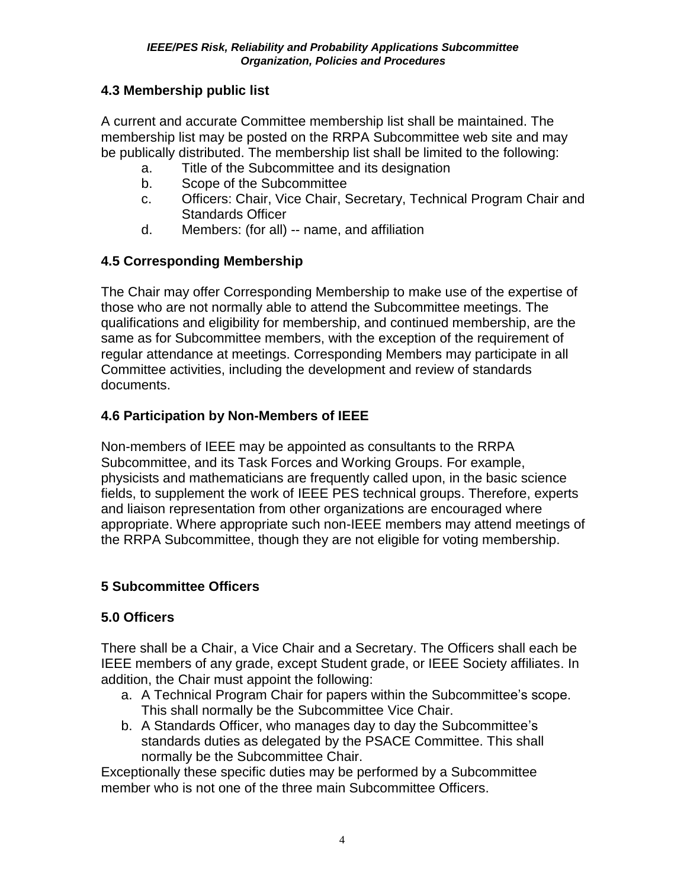## 4.3 Membership public list

A current and accurate Committee membership list shall be maintained. The membership list may be posted on the RRPA Subcommittee web site and may be publically distributed. The membership list shall be limited to the following:

a. Title of the Subcommittee and its designation
b. Scope of the Subcommittee
c. Officers: Chair, Vice Chair, Secretary, Technical Program Chair and Standards Officer
d. Members: (for all) -- name, and affiliation

## 4.5 Corresponding Membership

The Chair may offer Corresponding Membership to make use of the expertise of those who are not normally able to attend the Subcommittee meetings. The qualifications and eligibility for membership, and continued membership, are the same as for Subcommittee members, with the exception of the requirement of regular attendance at meetings. Corresponding Members may participate in all Committee activities, including the development and review of standards documents.

## 4.6 Participation by Non-Members of IEEE

Non-members of IEEE may be appointed as consultants to the RRPA Subcommittee, and its Task Forces and Working Groups. For example, physicists and mathematicians are frequently called upon, in the basic science fields, to supplement the work of IEEE PES technical groups. Therefore, experts and liaison representation from other organizations are encouraged where appropriate. Where appropriate such non-IEEE members may attend meetings of the RRPA Subcommittee, though they are not eligible for voting membership.

# 5 Subcommittee Officers

## 5.0 Officers

There shall be a Chair, a Vice Chair and a Secretary. The Officers shall each be IEEE members of any grade, except Student grade, or IEEE Society affiliates. In addition, the Chair must appoint the following:

a. A Technical Program Chair for papers within the Subcommittee's scope. This shall normally be the Subcommittee Vice Chair.
b. A Standards Officer, who manages day to day the Subcommittee's standards duties as delegated by the PSACE Committee. This shall normally be the Subcommittee Chair.

Exceptionally these specific duties may be performed by a Subcommittee member who is not one of the three main Subcommittee Officers.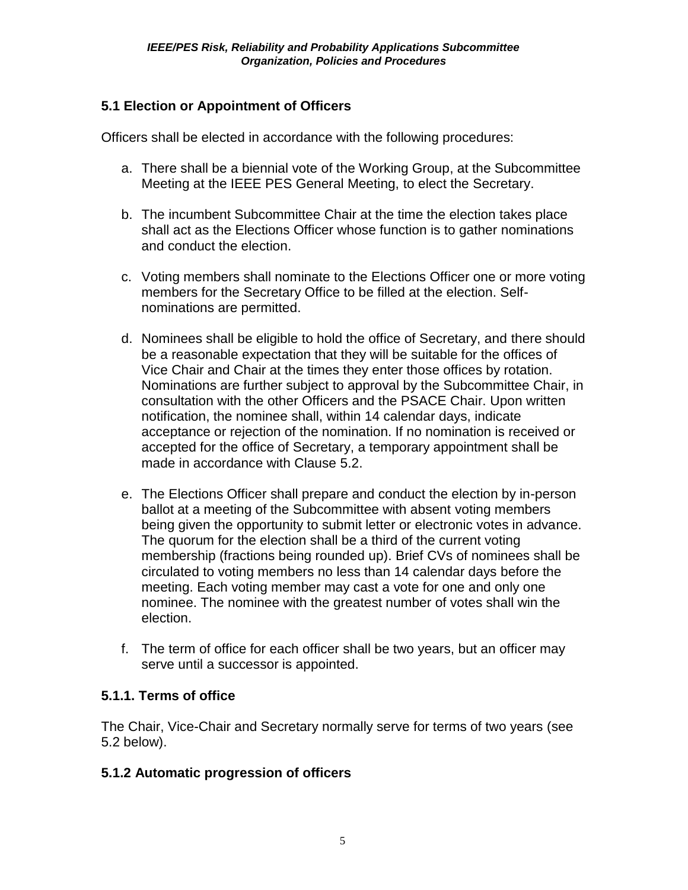## 5.1 Election or Appointment of Officers

Officers shall be elected in accordance with the following procedures:

a. There shall be a biennial vote of the Working Group, at the Subcommittee Meeting at the IEEE PES General Meeting, to elect the Secretary.

b. The incumbent Subcommittee Chair at the time the election takes place shall act as the Elections Officer whose function is to gather nominations and conduct the election.

c. Voting members shall nominate to the Elections Officer one or more voting members for the Secretary Office to be filled at the election. Self-nominations are permitted.

d. Nominees shall be eligible to hold the office of Secretary, and there should be a reasonable expectation that they will be suitable for the offices of Vice Chair and Chair at the times they enter those offices by rotation. Nominations are further subject to approval by the Subcommittee Chair, in consultation with the other Officers and the PSACE Chair. Upon written notification, the nominee shall, within 14 calendar days, indicate acceptance or rejection of the nomination. If no nomination is received or accepted for the office of Secretary, a temporary appointment shall be made in accordance with Clause 5.2.

e. The Elections Officer shall prepare and conduct the election by in-person ballot at a meeting of the Subcommittee with absent voting members being given the opportunity to submit letter or electronic votes in advance. The quorum for the election shall be a third of the current voting membership (fractions being rounded up). Brief CVs of nominees shall be circulated to voting members no less than 14 calendar days before the meeting. Each voting member may cast a vote for one and only one nominee. The nominee with the greatest number of votes shall win the election.

f. The term of office for each officer shall be two years, but an officer may serve until a successor is appointed.

### 5.1.1. Terms of office

The Chair, Vice-Chair and Secretary normally serve for terms of two years (see 5.2 below).

### 5.1.2 Automatic progression of officers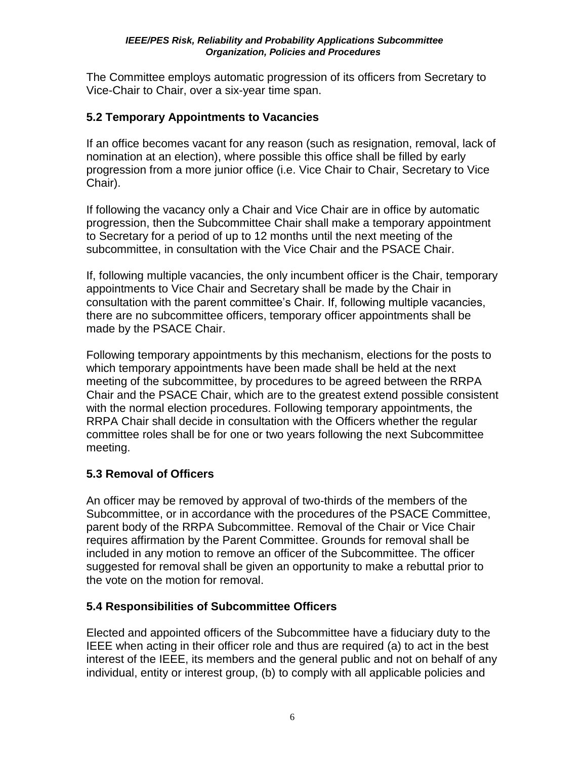The Committee employs automatic progression of its officers from Secretary to Vice-Chair to Chair, over a six-year time span.

### 5.2 Temporary Appointments to Vacancies

If an office becomes vacant for any reason (such as resignation, removal, lack of nomination at an election), where possible this office shall be filled by early progression from a more junior office (i.e. Vice Chair to Chair, Secretary to Vice Chair).

If following the vacancy only a Chair and Vice Chair are in office by automatic progression, then the Subcommittee Chair shall make a temporary appointment to Secretary for a period of up to 12 months until the next meeting of the subcommittee, in consultation with the Vice Chair and the PSACE Chair.

If, following multiple vacancies, the only incumbent officer is the Chair, temporary appointments to Vice Chair and Secretary shall be made by the Chair in consultation with the parent committee's Chair. If, following multiple vacancies, there are no subcommittee officers, temporary officer appointments shall be made by the PSACE Chair.

Following temporary appointments by this mechanism, elections for the posts to which temporary appointments have been made shall be held at the next meeting of the subcommittee, by procedures to be agreed between the RRPA Chair and the PSACE Chair, which are to the greatest extend possible consistent with the normal election procedures. Following temporary appointments, the RRPA Chair shall decide in consultation with the Officers whether the regular committee roles shall be for one or two years following the next Subcommittee meeting.

### 5.3 Removal of Officers

An officer may be removed by approval of two-thirds of the members of the Subcommittee, or in accordance with the procedures of the PSACE Committee, parent body of the RRPA Subcommittee. Removal of the Chair or Vice Chair requires affirmation by the Parent Committee. Grounds for removal shall be included in any motion to remove an officer of the Subcommittee. The officer suggested for removal shall be given an opportunity to make a rebuttal prior to the vote on the motion for removal.

### 5.4 Responsibilities of Subcommittee Officers

Elected and appointed officers of the Subcommittee have a fiduciary duty to the IEEE when acting in their officer role and thus are required (a) to act in the best interest of the IEEE, its members and the general public and not on behalf of any individual, entity or interest group, (b) to comply with all applicable policies and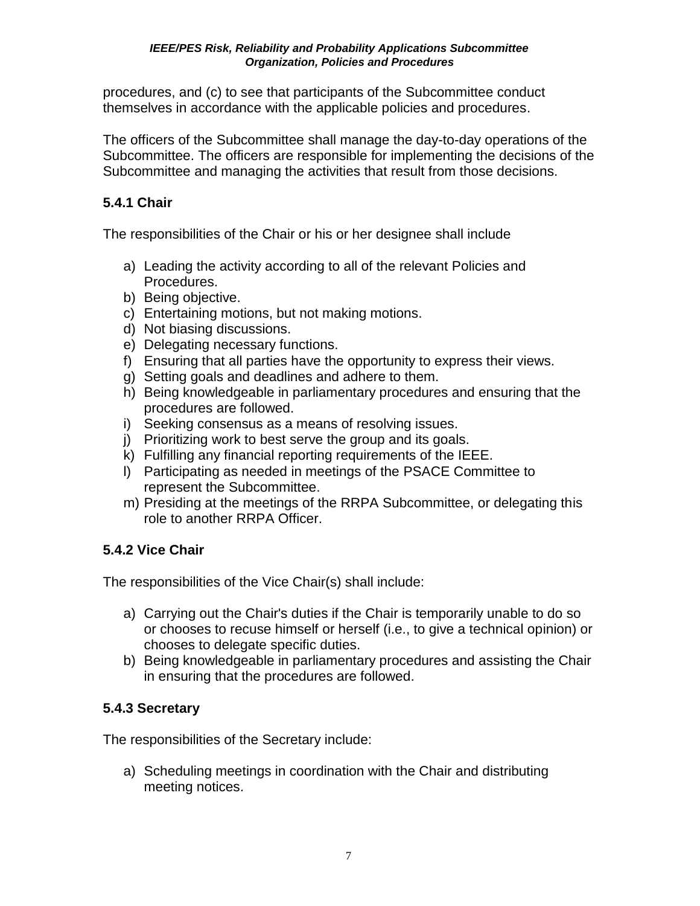procedures, and (c) to see that participants of the Subcommittee conduct themselves in accordance with the applicable policies and procedures.

The officers of the Subcommittee shall manage the day-to-day operations of the Subcommittee. The officers are responsible for implementing the decisions of the Subcommittee and managing the activities that result from those decisions.

### 5.4.1 Chair

The responsibilities of the Chair or his or her designee shall include

a) Leading the activity according to all of the relevant Policies and Procedures.
b) Being objective.
c) Entertaining motions, but not making motions.
d) Not biasing discussions.
e) Delegating necessary functions.
f) Ensuring that all parties have the opportunity to express their views.
g) Setting goals and deadlines and adhere to them.
h) Being knowledgeable in parliamentary procedures and ensuring that the procedures are followed.
i) Seeking consensus as a means of resolving issues.
j) Prioritizing work to best serve the group and its goals.
k) Fulfilling any financial reporting requirements of the IEEE.
l) Participating as needed in meetings of the PSACE Committee to represent the Subcommittee.
m) Presiding at the meetings of the RRPA Subcommittee, or delegating this role to another RRPA Officer.

### 5.4.2 Vice Chair

The responsibilities of the Vice Chair(s) shall include:

a) Carrying out the Chair's duties if the Chair is temporarily unable to do so or chooses to recuse himself or herself (i.e., to give a technical opinion) or chooses to delegate specific duties.
b) Being knowledgeable in parliamentary procedures and assisting the Chair in ensuring that the procedures are followed.

### 5.4.3 Secretary

The responsibilities of the Secretary include:

a) Scheduling meetings in coordination with the Chair and distributing meeting notices.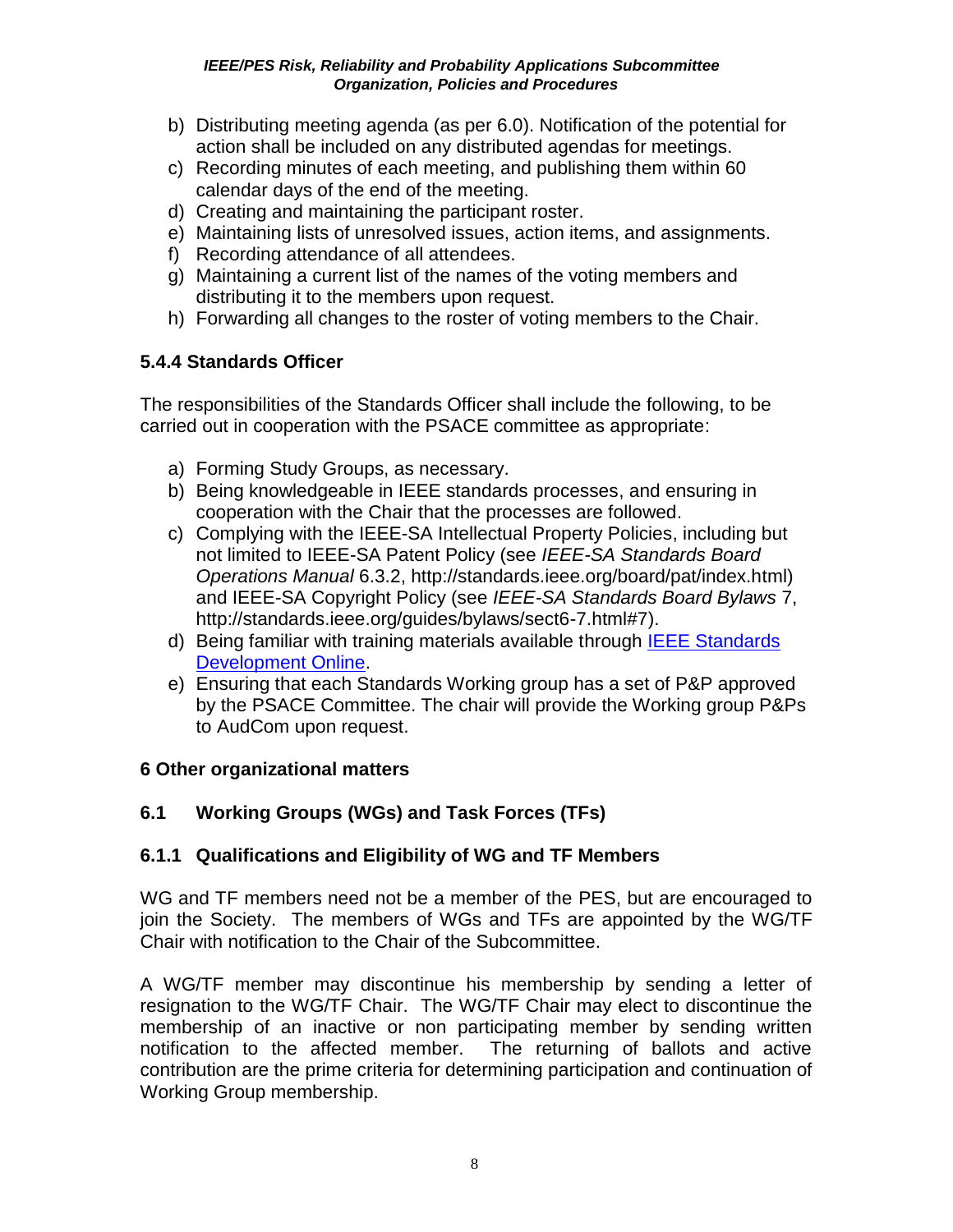b) Distributing meeting agenda (as per 6.0). Notification of the potential for action shall be included on any distributed agendas for meetings.
c) Recording minutes of each meeting, and publishing them within 60 calendar days of the end of the meeting.
d) Creating and maintaining the participant roster.
e) Maintaining lists of unresolved issues, action items, and assignments.
f) Recording attendance of all attendees.
g) Maintaining a current list of the names of the voting members and distributing it to the members upon request.
h) Forwarding all changes to the roster of voting members to the Chair.

### 5.4.4 Standards Officer

The responsibilities of the Standards Officer shall include the following, to be carried out in cooperation with the PSACE committee as appropriate:

a) Forming Study Groups, as necessary.
b) Being knowledgeable in IEEE standards processes, and ensuring in cooperation with the Chair that the processes are followed.
c) Complying with the IEEE-SA Intellectual Property Policies, including but not limited to IEEE-SA Patent Policy (see *IEEE-SA Standards Board Operations Manual* 6.3.2, http://standards.ieee.org/board/pat/index.html) and IEEE-SA Copyright Policy (see *IEEE-SA Standards Board Bylaws* 7, http://standards.ieee.org/guides/bylaws/sect6-7.html#7).
d) Being familiar with training materials available through [IEEE Standards Development Online](http://standards.ieee.org/).
e) Ensuring that each Standards Working group has a set of P&P approved by the PSACE Committee. The chair will provide the Working group P&Ps to AudCom upon request.

## 6 Other organizational matters

### 6.1 Working Groups (WGs) and Task Forces (TFs)

### 6.1.1 Qualifications and Eligibility of WG and TF Members

WG and TF members need not be a member of the PES, but are encouraged to join the Society. The members of WGs and TFs are appointed by the WG/TF Chair with notification to the Chair of the Subcommittee.

A WG/TF member may discontinue his membership by sending a letter of resignation to the WG/TF Chair. The WG/TF Chair may elect to discontinue the membership of an inactive or non participating member by sending written notification to the affected member. The returning of ballots and active contribution are the prime criteria for determining participation and continuation of Working Group membership.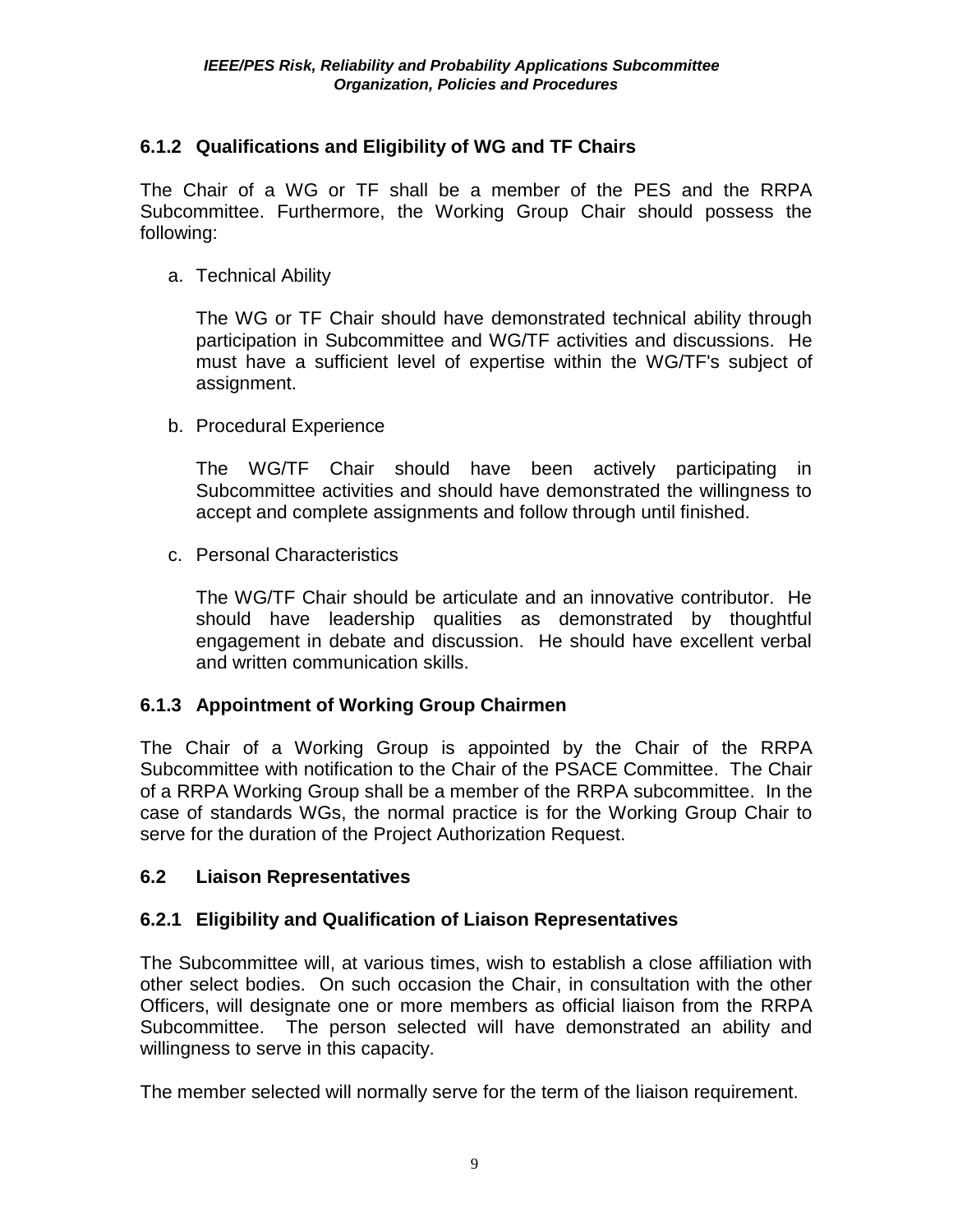### 6.1.2 Qualifications and Eligibility of WG and TF Chairs

The Chair of a WG or TF shall be a member of the PES and the RRPA Subcommittee. Furthermore, the Working Group Chair should possess the following:

a. Technical Ability

   The WG or TF Chair should have demonstrated technical ability through participation in Subcommittee and WG/TF activities and discussions. He must have a sufficient level of expertise within the WG/TF's subject of assignment.

b. Procedural Experience

   The WG/TF Chair should have been actively participating in Subcommittee activities and should have demonstrated the willingness to accept and complete assignments and follow through until finished.

c. Personal Characteristics

   The WG/TF Chair should be articulate and an innovative contributor. He should have leadership qualities as demonstrated by thoughtful engagement in debate and discussion. He should have excellent verbal and written communication skills.

### 6.1.3 Appointment of Working Group Chairmen

The Chair of a Working Group is appointed by the Chair of the RRPA Subcommittee with notification to the Chair of the PSACE Committee. The Chair of a RRPA Working Group shall be a member of the RRPA subcommittee. In the case of standards WGs, the normal practice is for the Working Group Chair to serve for the duration of the Project Authorization Request.

## 6.2 Liaison Representatives

### 6.2.1 Eligibility and Qualification of Liaison Representatives

The Subcommittee will, at various times, wish to establish a close affiliation with other select bodies. On such occasion the Chair, in consultation with the other Officers, will designate one or more members as official liaison from the RRPA Subcommittee. The person selected will have demonstrated an ability and willingness to serve in this capacity.

The member selected will normally serve for the term of the liaison requirement.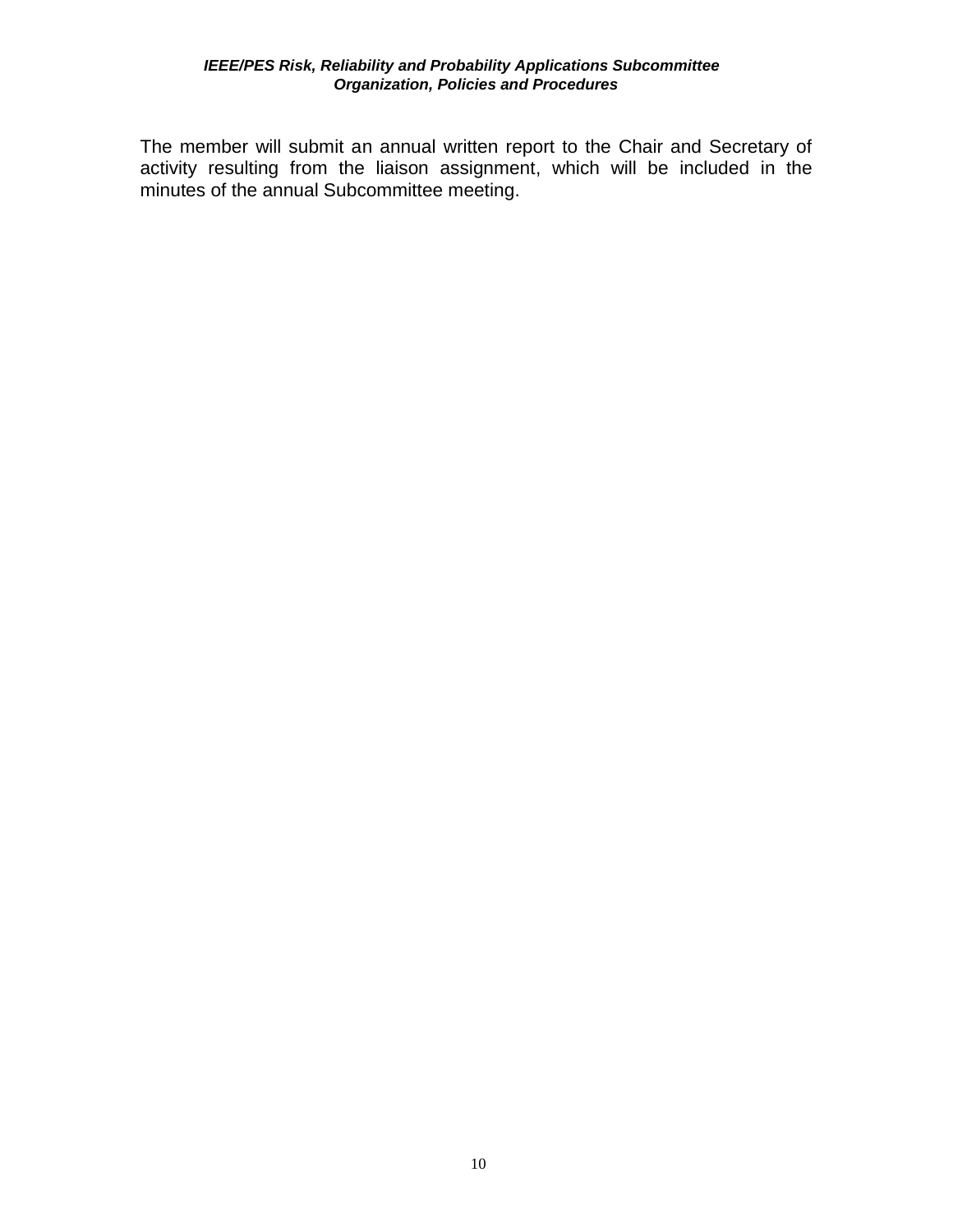The member will submit an annual written report to the Chair and Secretary of activity resulting from the liaison assignment, which will be included in the minutes of the annual Subcommittee meeting.